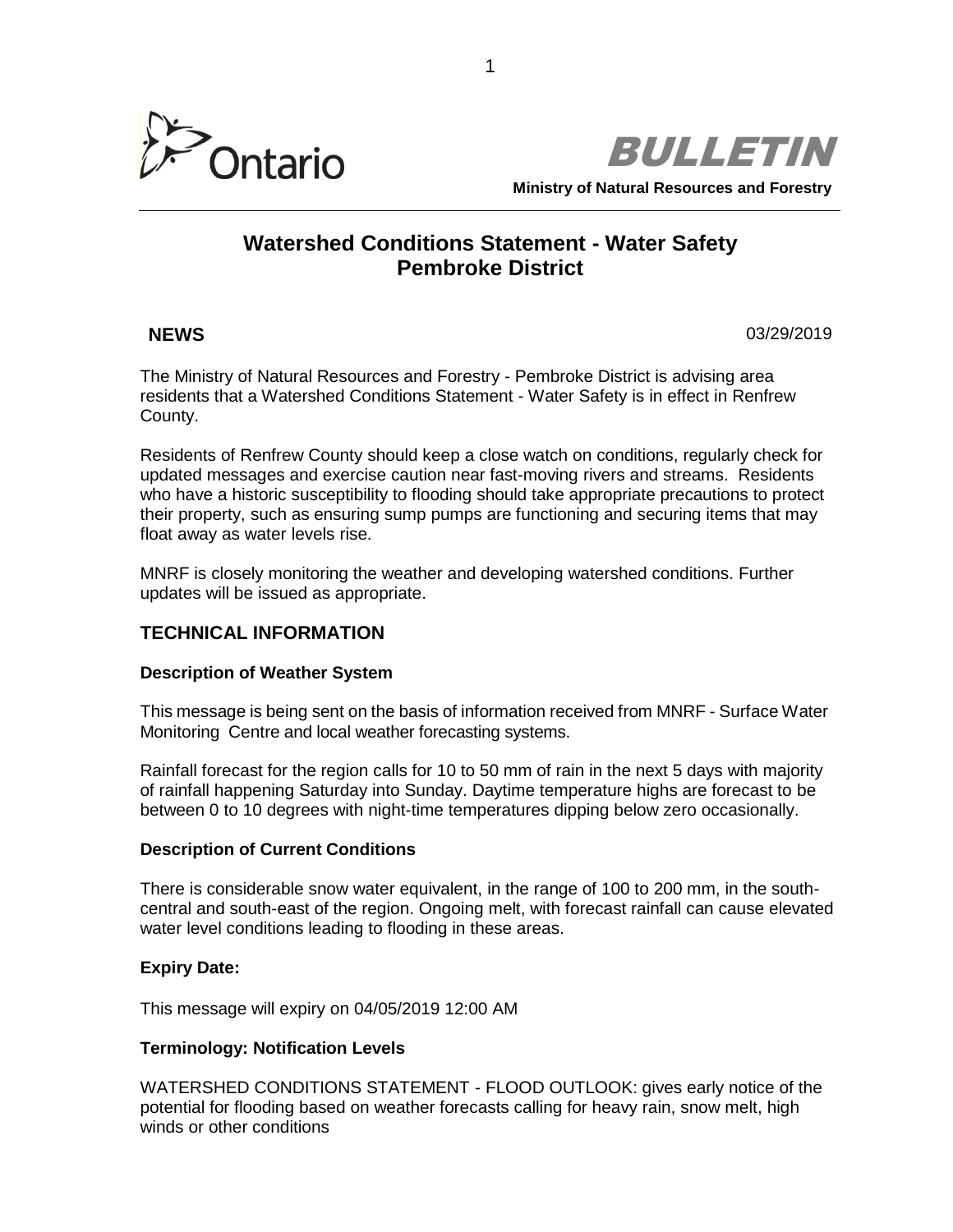Ontario

**BULLETIN**

**Ministry of Natural Resources and Forestry**

# Watershed Conditions Statement - Water Safety Pembroke District

**NEWS** 03/29/2019

The Ministry of Natural Resources and Forestry - Pembroke District is advising area residents that a Watershed Conditions Statement - Water Safety is in effect in Renfrew County.

Residents of Renfrew County should keep a close watch on conditions, regularly check for updated messages and exercise caution near fast-moving rivers and streams. Residents who have a historic susceptibility to flooding should take appropriate precautions to protect their property, such as ensuring sump pumps are functioning and securing items that may float away as water levels rise.

MNRF is closely monitoring the weather and developing watershed conditions. Further updates will be issued as appropriate.

## TECHNICAL INFORMATION

### Description of Weather System

This message is being sent on the basis of information received from MNRF - Surface Water Monitoring Centre and local weather forecasting systems.

Rainfall forecast for the region calls for 10 to 50 mm of rain in the next 5 days with majority of rainfall happening Saturday into Sunday. Daytime temperature highs are forecast to be between 0 to 10 degrees with night-time temperatures dipping below zero occasionally.

### Description of Current Conditions

There is considerable snow water equivalent, in the range of 100 to 200 mm, in the south-central and south-east of the region. Ongoing melt, with forecast rainfall can cause elevated water level conditions leading to flooding in these areas.

### Expiry Date:

This message will expiry on 04/05/2019 12:00 AM

### Terminology: Notification Levels

WATERSHED CONDITIONS STATEMENT - FLOOD OUTLOOK: gives early notice of the potential for flooding based on weather forecasts calling for heavy rain, snow melt, high winds or other conditions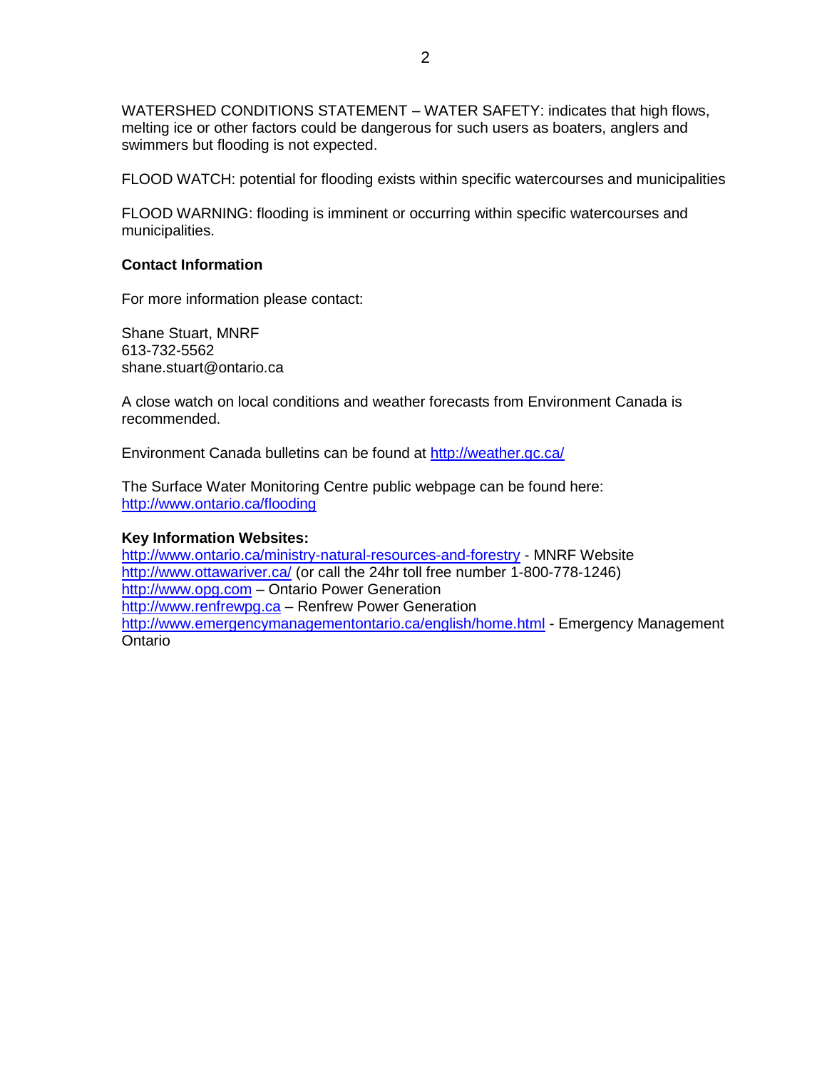WATERSHED CONDITIONS STATEMENT – WATER SAFETY: indicates that high flows, melting ice or other factors could be dangerous for such users as boaters, anglers and swimmers but flooding is not expected.

FLOOD WATCH: potential for flooding exists within specific watercourses and municipalities

FLOOD WARNING: flooding is imminent or occurring within specific watercourses and municipalities.

**Contact Information**

For more information please contact:

Shane Stuart, MNRF
613-732-5562
shane.stuart@ontario.ca

A close watch on local conditions and weather forecasts from Environment Canada is recommended.

Environment Canada bulletins can be found at http://weather.gc.ca/

The Surface Water Monitoring Centre public webpage can be found here: http://www.ontario.ca/flooding

**Key Information Websites:**
http://www.ontario.ca/ministry-natural-resources-and-forestry - MNRF Website
http://www.ottawariver.ca/ (or call the 24hr toll free number 1-800-778-1246)
http://www.opg.com – Ontario Power Generation
http://www.renfrewpg.ca – Renfrew Power Generation
http://www.emergencymanagementontario.ca/english/home.html - Emergency Management Ontario